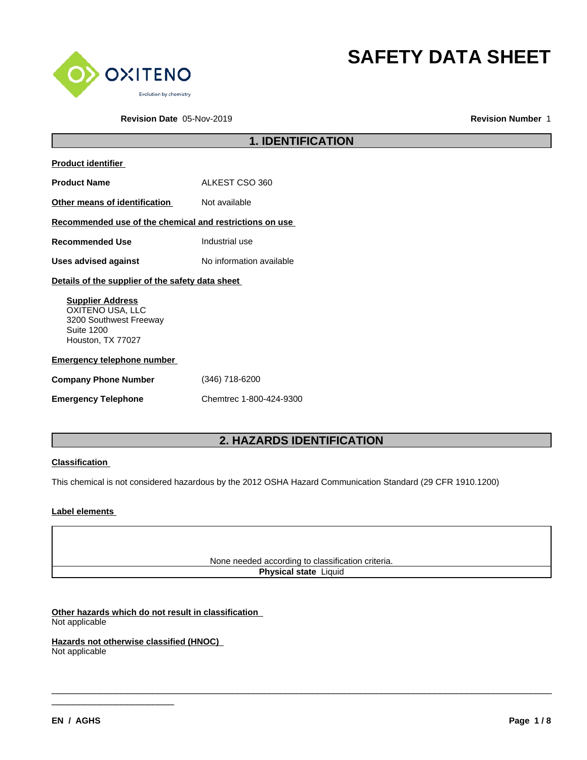# SAFETY DATA SHEET

**Revision Date** 05-Nov-2019 **Revision Number** 1

## 1. IDENTIFICATION

**Product identifier**

| | |
|---|---|
| **Product Name** | ALKEST CSO 360 |
| **Other means of identification** | Not available |

**Recommended use of the chemical and restrictions on use**

| | |
|---|---|
| **Recommended Use** | Industrial use |
| **Uses advised against** | No information available |

**Details of the supplier of the safety data sheet**

**Supplier Address**
OXITENO USA, LLC
3200 Southwest Freeway
Suite 1200
Houston, TX 77027

**Emergency telephone number**

| | |
|---|---|
| **Company Phone Number** | (346) 718-6200 |
| **Emergency Telephone** | Chemtrec 1-800-424-9300 |

## 2. HAZARDS IDENTIFICATION

**Classification**

This chemical is not considered hazardous by the 2012 OSHA Hazard Communication Standard (29 CFR 1910.1200)

**Label elements**

None needed according to classification criteria.

**Physical state** Liquid

**Other hazards which do not result in classification**
Not applicable

**Hazards not otherwise classified (HNOC)**
Not applicable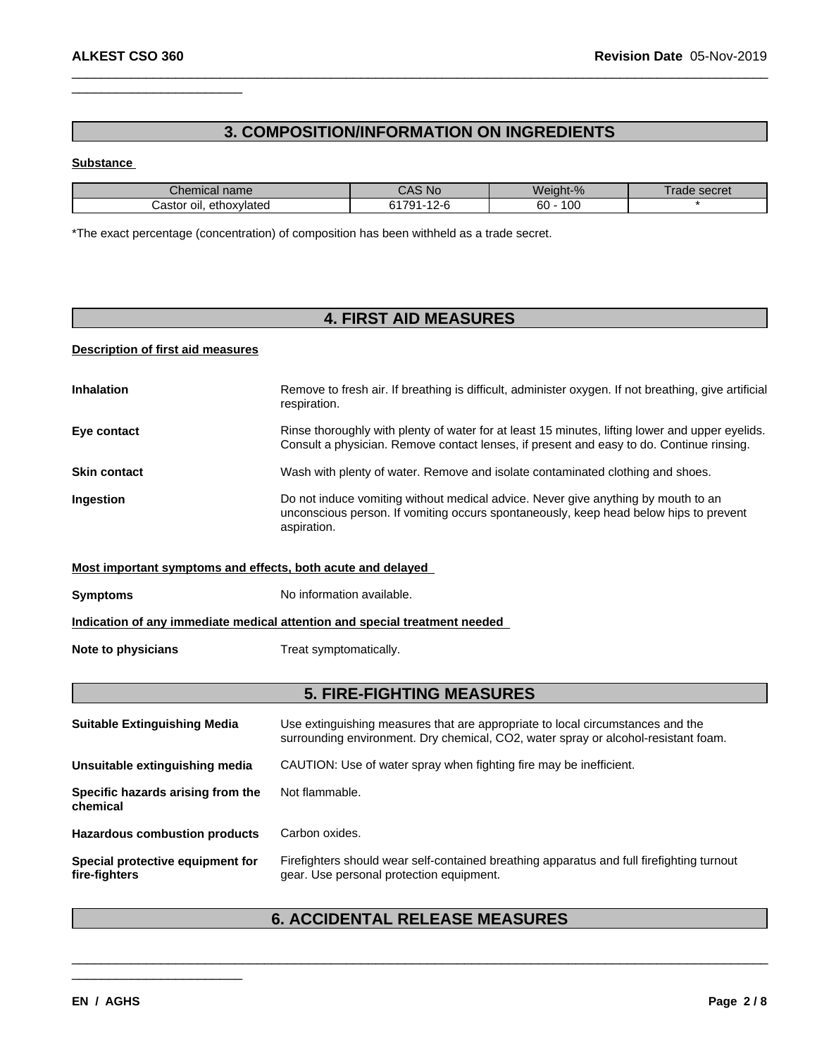## 3. COMPOSITION/INFORMATION ON INGREDIENTS

**Substance**

| Chemical name | CAS No | Weight-% | Trade secret |
|---|---|---|---|
| Castor oil, ethoxylated | 61791-12-6 | 60 - 100 | * |

*The exact percentage (concentration) of composition has been withheld as a trade secret.

## 4. FIRST AID MEASURES

**Description of first aid measures**

**Inhalation** Remove to fresh air. If breathing is difficult, administer oxygen. If not breathing, give artificial respiration.

**Eye contact** Rinse thoroughly with plenty of water for at least 15 minutes, lifting lower and upper eyelids. Consult a physician. Remove contact lenses, if present and easy to do. Continue rinsing.

**Skin contact** Wash with plenty of water. Remove and isolate contaminated clothing and shoes.

**Ingestion** Do not induce vomiting without medical advice. Never give anything by mouth to an unconscious person. If vomiting occurs spontaneously, keep head below hips to prevent aspiration.

**Most important symptoms and effects, both acute and delayed**

**Symptoms** No information available.

**Indication of any immediate medical attention and special treatment needed**

**Note to physicians** Treat symptomatically.

## 5. FIRE-FIGHTING MEASURES

**Suitable Extinguishing Media** Use extinguishing measures that are appropriate to local circumstances and the surrounding environment. Dry chemical, CO2, water spray or alcohol-resistant foam.

**Unsuitable extinguishing media** CAUTION: Use of water spray when fighting fire may be inefficient.

**Specific hazards arising from the chemical** Not flammable.

**Hazardous combustion products** Carbon oxides.

**Special protective equipment for fire-fighters** Firefighters should wear self-contained breathing apparatus and full firefighting turnout gear. Use personal protection equipment.

## 6. ACCIDENTAL RELEASE MEASURES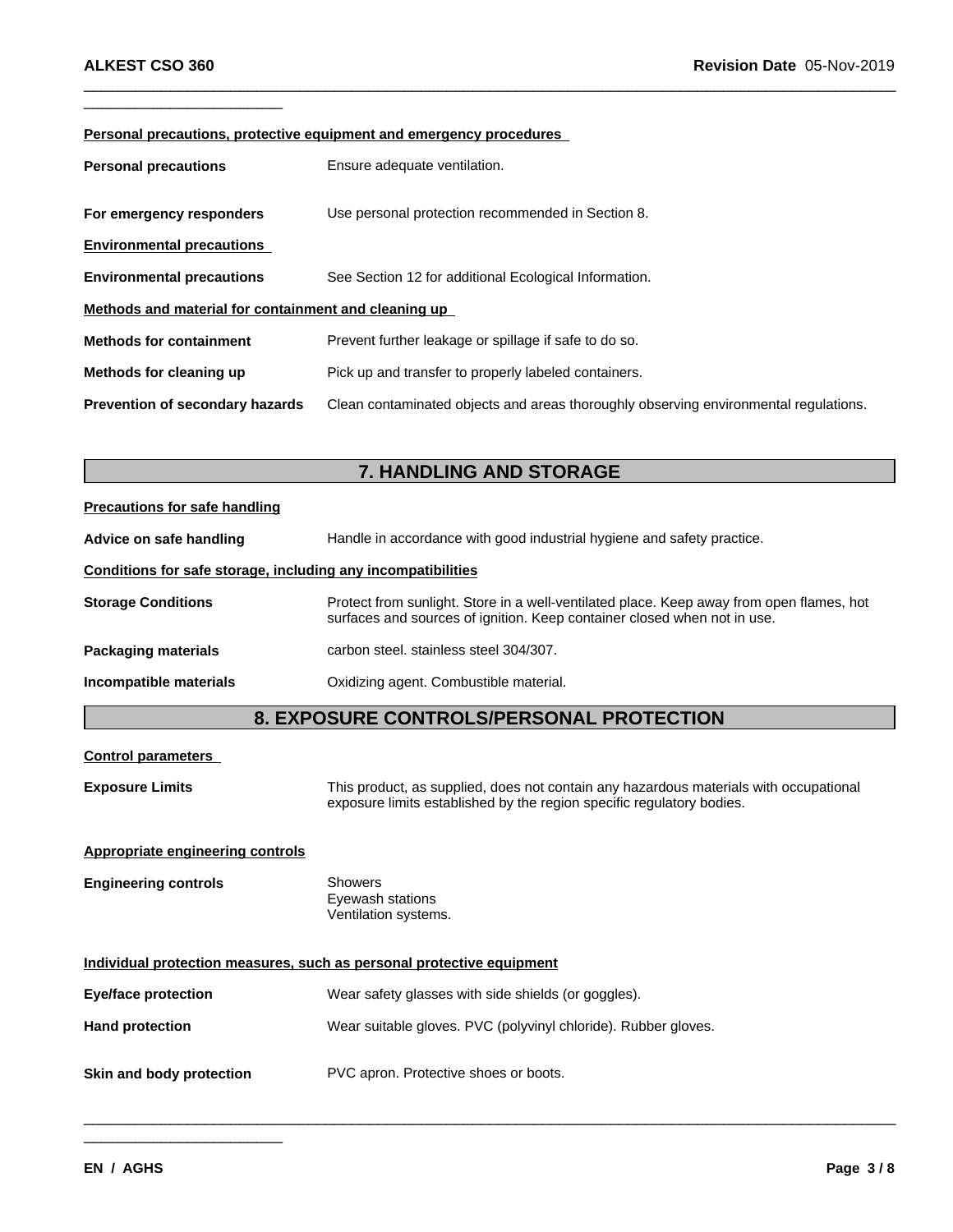**Personal precautions, protective equipment and emergency procedures**

| | |
|---|---|
| **Personal precautions** | Ensure adequate ventilation. |
| **For emergency responders** | Use personal protection recommended in Section 8. |

**Environmental precautions**

| | |
|---|---|
| **Environmental precautions** | See Section 12 for additional Ecological Information. |

**Methods and material for containment and cleaning up**

| | |
|---|---|
| **Methods for containment** | Prevent further leakage or spillage if safe to do so. |
| **Methods for cleaning up** | Pick up and transfer to properly labeled containers. |
| **Prevention of secondary hazards** | Clean contaminated objects and areas thoroughly observing environmental regulations. |

## 7. HANDLING AND STORAGE

**Precautions for safe handling**

| | |
|---|---|
| **Advice on safe handling** | Handle in accordance with good industrial hygiene and safety practice. |

**Conditions for safe storage, including any incompatibilities**

| | |
|---|---|
| **Storage Conditions** | Protect from sunlight. Store in a well-ventilated place. Keep away from open flames, hot surfaces and sources of ignition. Keep container closed when not in use. |
| **Packaging materials** | carbon steel. stainless steel 304/307. |
| **Incompatible materials** | Oxidizing agent. Combustible material. |

## 8. EXPOSURE CONTROLS/PERSONAL PROTECTION

**Control parameters**

| | |
|---|---|
| **Exposure Limits** | This product, as supplied, does not contain any hazardous materials with occupational exposure limits established by the region specific regulatory bodies. |

**Appropriate engineering controls**

| | |
|---|---|
| **Engineering controls** | Showers<br>Eyewash stations<br>Ventilation systems. |

**Individual protection measures, such as personal protective equipment**

| | |
|---|---|
| **Eye/face protection** | Wear safety glasses with side shields (or goggles). |
| **Hand protection** | Wear suitable gloves. PVC (polyvinyl chloride). Rubber gloves. |
| **Skin and body protection** | PVC apron. Protective shoes or boots. |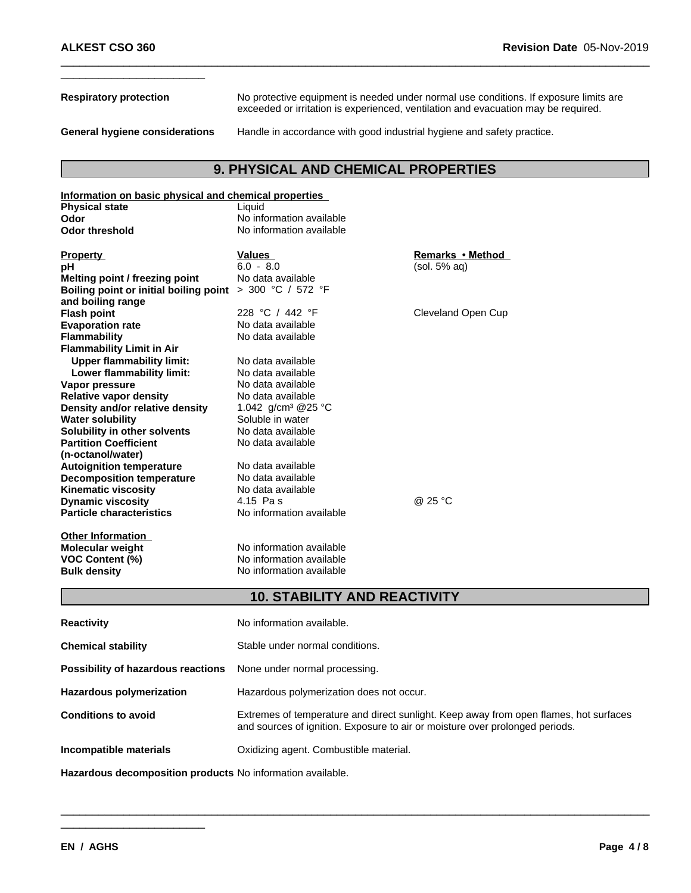**Respiratory protection** No protective equipment is needed under normal use conditions. If exposure limits are exceeded or irritation is experienced, ventilation and evacuation may be required.

**General hygiene considerations** Handle in accordance with good industrial hygiene and safety practice.

## 9. PHYSICAL AND CHEMICAL PROPERTIES

**Information on basic physical and chemical properties**

| | |
|---|---|
| **Physical state** | Liquid |
| **Odor** | No information available |
| **Odor threshold** | No information available |

| Property | Values | Remarks • Method |
|---|---|---|
| **pH** | 6.0 - 8.0 | (sol. 5% aq) |
| **Melting point / freezing point** | No data available | |
| **Boiling point or initial boiling point and boiling range** | > 300 °C / 572 °F | |
| **Flash point** | 228 °C / 442 °F | Cleveland Open Cup |
| **Evaporation rate** | No data available | |
| **Flammability** | No data available | |
| **Flammability Limit in Air** | | |
| **Upper flammability limit:** | No data available | |
| **Lower flammability limit:** | No data available | |
| **Vapor pressure** | No data available | |
| **Relative vapor density** | No data available | |
| **Density and/or relative density** | 1.042 g/cm³ @25 °C | |
| **Water solubility** | Soluble in water | |
| **Solubility in other solvents** | No data available | |
| **Partition Coefficient (n-octanol/water)** | No data available | |
| **Autoignition temperature** | No data available | |
| **Decomposition temperature** | No data available | |
| **Kinematic viscosity** | No data available | |
| **Dynamic viscosity** | 4.15 Pa s | @ 25 °C |
| **Particle characteristics** | No information available | |

**Other Information**

| | |
|---|---|
| **Molecular weight** | No information available |
| **VOC Content (%)** | No information available |
| **Bulk density** | No information available |

## 10. STABILITY AND REACTIVITY

**Reactivity** No information available.

**Chemical stability** Stable under normal conditions.

**Possibility of hazardous reactions** None under normal processing.

**Hazardous polymerization** Hazardous polymerization does not occur.

**Conditions to avoid** Extremes of temperature and direct sunlight. Keep away from open flames, hot surfaces and sources of ignition. Exposure to air or moisture over prolonged periods.

**Incompatible materials** Oxidizing agent. Combustible material.

**Hazardous decomposition products** No information available.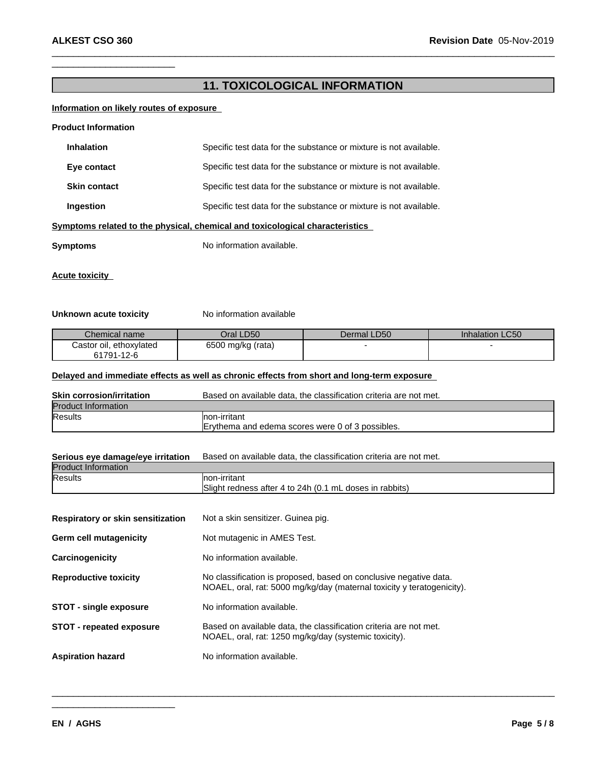## 11. TOXICOLOGICAL INFORMATION

**Information on likely routes of exposure**

**Product Information**

**Inhalation** Specific test data for the substance or mixture is not available.

**Eye contact** Specific test data for the substance or mixture is not available.

**Skin contact** Specific test data for the substance or mixture is not available.

**Ingestion** Specific test data for the substance or mixture is not available.

**Symptoms related to the physical, chemical and toxicological characteristics**

**Symptoms** No information available.

**Acute toxicity**

**Unknown acute toxicity** No information available

| Chemical name | Oral LD50 | Dermal LD50 | Inhalation LC50 |
|---|---|---|---|
| Castor oil, ethoxylated 61791-12-6 | 6500 mg/kg (rata) | - | - |

**Delayed and immediate effects as well as chronic effects from short and long-term exposure**

**Skin corrosion/irritation** Based on available data, the classification criteria are not met.

| Product Information | |
|---|---|
| Results | non-irritant<br>Erythema and edema scores were 0 of 3 possibles. |

**Serious eye damage/eye irritation** Based on available data, the classification criteria are not met.

| Product Information | |
|---|---|
| Results | non-irritant<br>Slight redness after 4 to 24h (0.1 mL doses in rabbits) |

**Respiratory or skin sensitization** Not a skin sensitizer. Guinea pig.

**Germ cell mutagenicity** Not mutagenic in AMES Test.

**Carcinogenicity** No information available.

**Reproductive toxicity** No classification is proposed, based on conclusive negative data.
NOAEL, oral, rat: 5000 mg/kg/day (maternal toxicity y teratogenicity).

**STOT - single exposure** No information available.

**STOT - repeated exposure** Based on available data, the classification criteria are not met.
NOAEL, oral, rat: 1250 mg/kg/day (systemic toxicity).

**Aspiration hazard** No information available.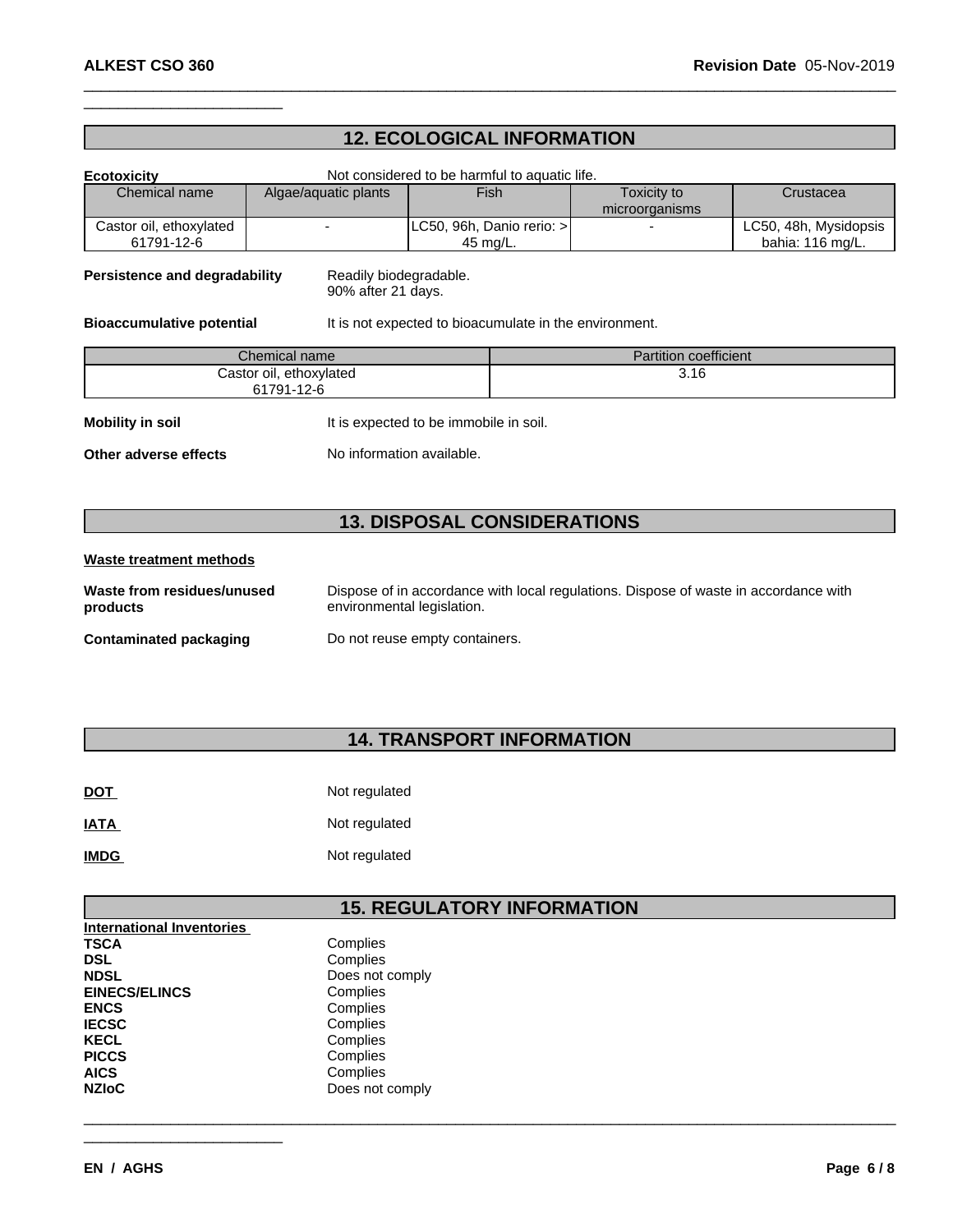## 12. ECOLOGICAL INFORMATION

**Ecotoxicity** Not considered to be harmful to aquatic life.

| Chemical name | Algae/aquatic plants | Fish | Toxicity to microorganisms | Crustacea |
|---|---|---|---|---|
| Castor oil, ethoxylated 61791-12-6 | - | LC50, 96h, Danio rerio: > 45 mg/L. | - | LC50, 48h, Mysidopsis bahia: 116 mg/L. |

**Persistence and degradability** Readily biodegradable. 90% after 21 days.

**Bioaccumulative potential** It is not expected to bioacumulate in the environment.

| Chemical name | Partition coefficient |
|---|---|
| Castor oil, ethoxylated 61791-12-6 | 3.16 |

**Mobility in soil** It is expected to be immobile in soil.

**Other adverse effects** No information available.

## 13. DISPOSAL CONSIDERATIONS

**Waste treatment methods**

**Waste from residues/unused products** Dispose of in accordance with local regulations. Dispose of waste in accordance with environmental legislation.

**Contaminated packaging** Do not reuse empty containers.

## 14. TRANSPORT INFORMATION

**DOT** Not regulated

**IATA** Not regulated

**IMDG** Not regulated

## 15. REGULATORY INFORMATION

**International Inventories**

**TSCA** Complies
**DSL** Complies
**NDSL** Does not comply
**EINECS/ELINCS** Complies
**ENCS** Complies
**IECSC** Complies
**KECL** Complies
**PICCS** Complies
**AICS** Complies
**NZIoC** Does not comply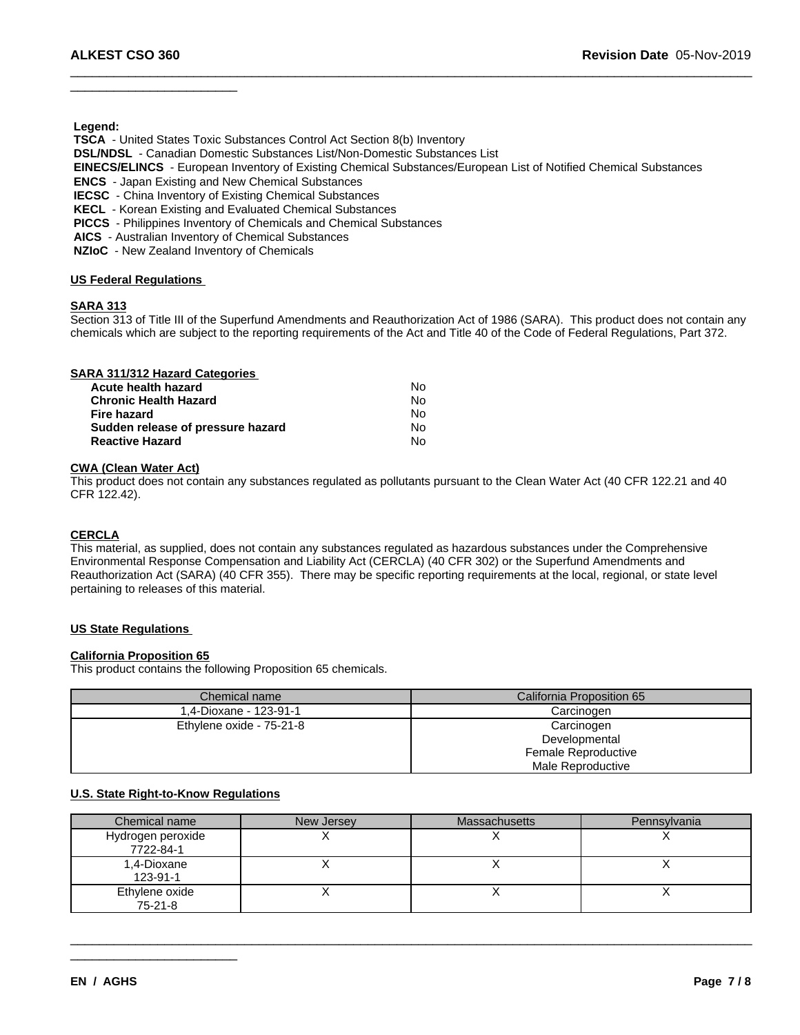**Legend:**

**TSCA** - United States Toxic Substances Control Act Section 8(b) Inventory
**DSL/NDSL** - Canadian Domestic Substances List/Non-Domestic Substances List
**EINECS/ELINCS** - European Inventory of Existing Chemical Substances/European List of Notified Chemical Substances
**ENCS** - Japan Existing and New Chemical Substances
**IECSC** - China Inventory of Existing Chemical Substances
**KECL** - Korean Existing and Evaluated Chemical Substances
**PICCS** - Philippines Inventory of Chemicals and Chemical Substances
**AICS** - Australian Inventory of Chemical Substances
**NZIoC** - New Zealand Inventory of Chemicals

## US Federal Regulations

### SARA 313

Section 313 of Title III of the Superfund Amendments and Reauthorization Act of 1986 (SARA). This product does not contain any chemicals which are subject to the reporting requirements of the Act and Title 40 of the Code of Federal Regulations, Part 372.

### SARA 311/312 Hazard Categories

| | |
|---|---|
| **Acute health hazard** | No |
| **Chronic Health Hazard** | No |
| **Fire hazard** | No |
| **Sudden release of pressure hazard** | No |
| **Reactive Hazard** | No |

### CWA (Clean Water Act)

This product does not contain any substances regulated as pollutants pursuant to the Clean Water Act (40 CFR 122.21 and 40 CFR 122.42).

### CERCLA

This material, as supplied, does not contain any substances regulated as hazardous substances under the Comprehensive Environmental Response Compensation and Liability Act (CERCLA) (40 CFR 302) or the Superfund Amendments and Reauthorization Act (SARA) (40 CFR 355). There may be specific reporting requirements at the local, regional, or state level pertaining to releases of this material.

## US State Regulations

### California Proposition 65

This product contains the following Proposition 65 chemicals.

| Chemical name | California Proposition 65 |
|---|---|
| 1,4-Dioxane - 123-91-1 | Carcinogen |
| Ethylene oxide - 75-21-8 | Carcinogen<br>Developmental<br>Female Reproductive<br>Male Reproductive |

### U.S. State Right-to-Know Regulations

| Chemical name | New Jersey | Massachusetts | Pennsylvania |
|---|---|---|---|
| Hydrogen peroxide<br>7722-84-1 | X | X | X |
| 1,4-Dioxane<br>123-91-1 | X | X | X |
| Ethylene oxide<br>75-21-8 | X | X | X |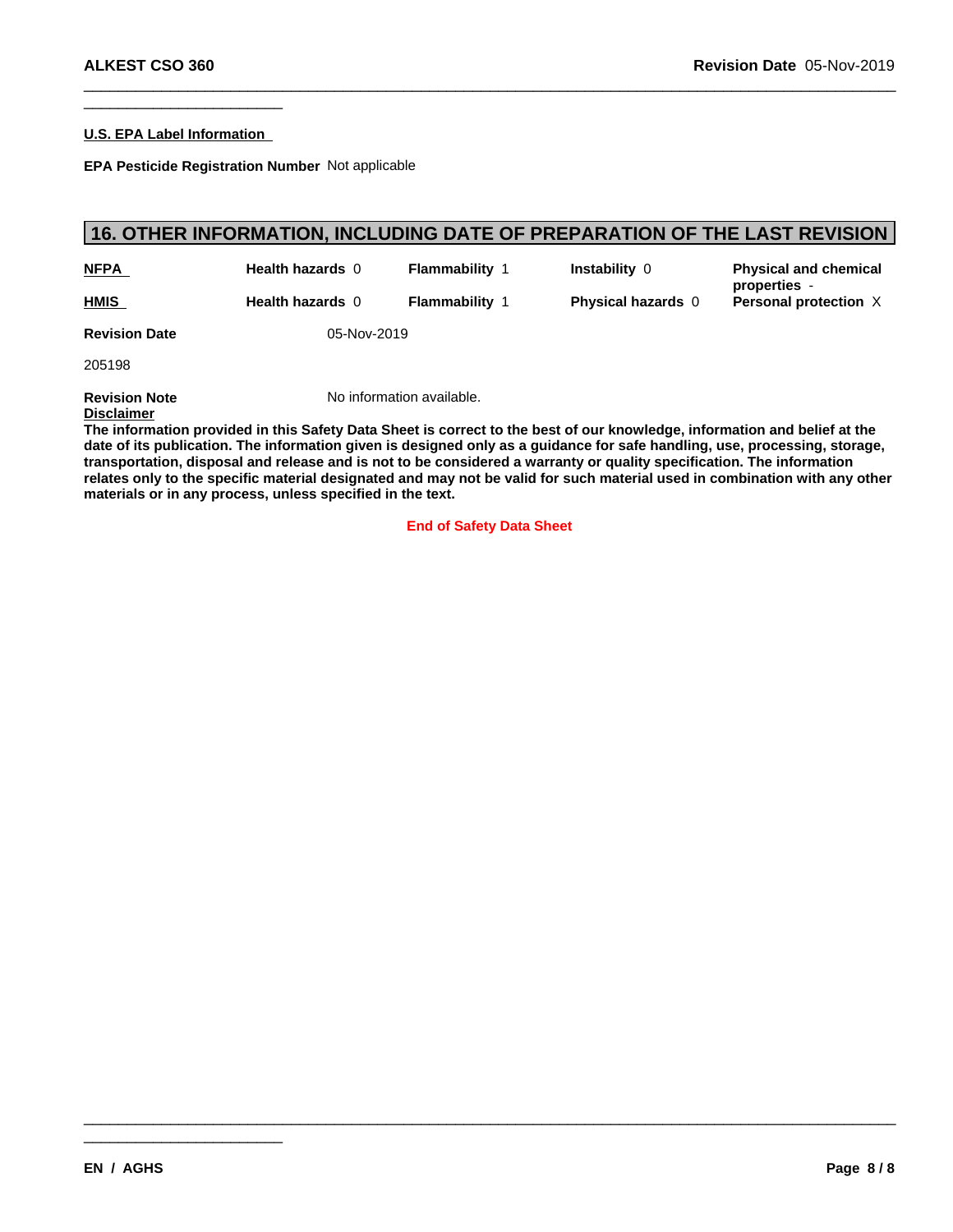**U.S. EPA Label Information**

**EPA Pesticide Registration Number** Not applicable

## 16. OTHER INFORMATION, INCLUDING DATE OF PREPARATION OF THE LAST REVISION

| | | | | |
|---|---|---|---|---|
| **NFPA** | **Health hazards** 0 | **Flammability** 1 | **Instability** 0 | **Physical and chemical properties** - |
| **HMIS** | **Health hazards** 0 | **Flammability** 1 | **Physical hazards** 0 | **Personal protection** X |

**Revision Date** 05-Nov-2019

205198

**Revision Note** No information available.

**Disclaimer**

**The information provided in this Safety Data Sheet is correct to the best of our knowledge, information and belief at the date of its publication. The information given is designed only as a guidance for safe handling, use, processing, storage, transportation, disposal and release and is not to be considered a warranty or quality specification. The information relates only to the specific material designated and may not be valid for such material used in combination with any other materials or in any process, unless specified in the text.**

**End of Safety Data Sheet**